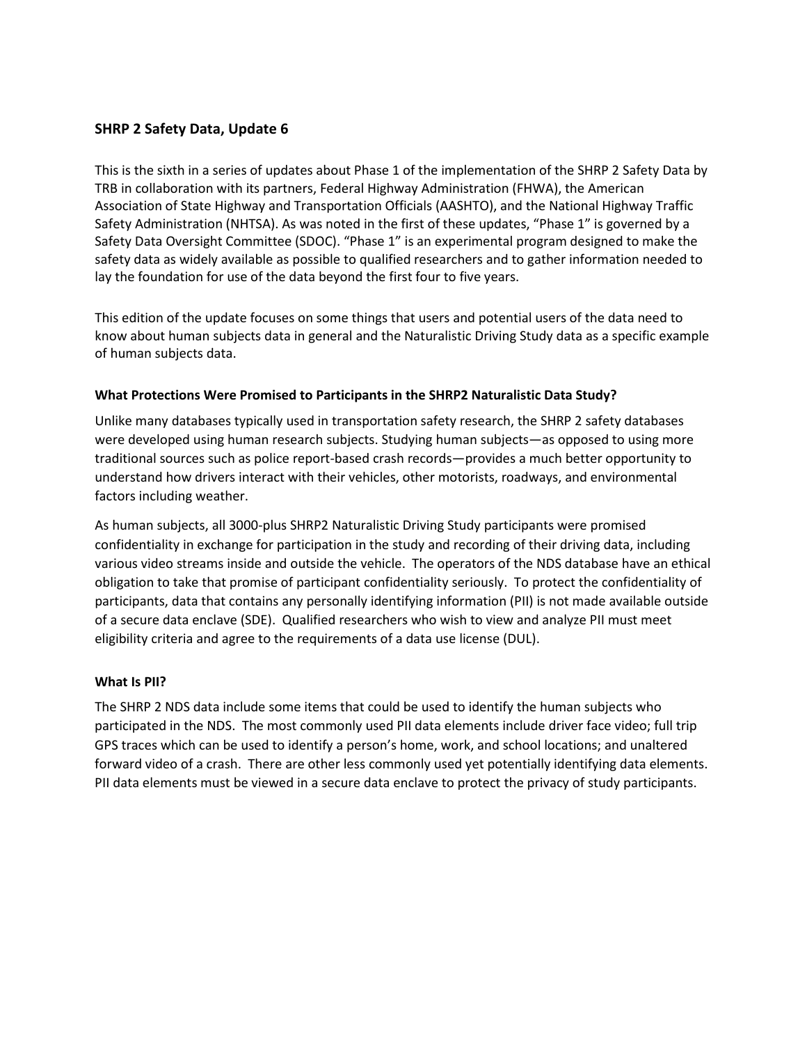## SHRP 2 Safety Data, Update 6

This is the sixth in a series of updates about Phase 1 of the implementation of the SHRP 2 Safety Data by TRB in collaboration with its partners, Federal Highway Administration (FHWA), the American Association of State Highway and Transportation Officials (AASHTO), and the National Highway Traffic Safety Administration (NHTSA). As was noted in the first of these updates, "Phase 1" is governed by a Safety Data Oversight Committee (SDOC). "Phase 1" is an experimental program designed to make the safety data as widely available as possible to qualified researchers and to gather information needed to lay the foundation for use of the data beyond the first four to five years.

This edition of the update focuses on some things that users and potential users of the data need to know about human subjects data in general and the Naturalistic Driving Study data as a specific example of human subjects data.

### What Protections Were Promised to Participants in the SHRP2 Naturalistic Data Study?

Unlike many databases typically used in transportation safety research, the SHRP 2 safety databases were developed using human research subjects. Studying human subjects—as opposed to using more traditional sources such as police report-based crash records—provides a much better opportunity to understand how drivers interact with their vehicles, other motorists, roadways, and environmental factors including weather.

As human subjects, all 3000-plus SHRP2 Naturalistic Driving Study participants were promised confidentiality in exchange for participation in the study and recording of their driving data, including various video streams inside and outside the vehicle. The operators of the NDS database have an ethical obligation to take that promise of participant confidentiality seriously. To protect the confidentiality of participants, data that contains any personally identifying information (PII) is not made available outside of a secure data enclave (SDE). Qualified researchers who wish to view and analyze PII must meet eligibility criteria and agree to the requirements of a data use license (DUL).

### What Is PII?

The SHRP 2 NDS data include some items that could be used to identify the human subjects who participated in the NDS. The most commonly used PII data elements include driver face video; full trip GPS traces which can be used to identify a person's home, work, and school locations; and unaltered forward video of a crash. There are other less commonly used yet potentially identifying data elements. PII data elements must be viewed in a secure data enclave to protect the privacy of study participants.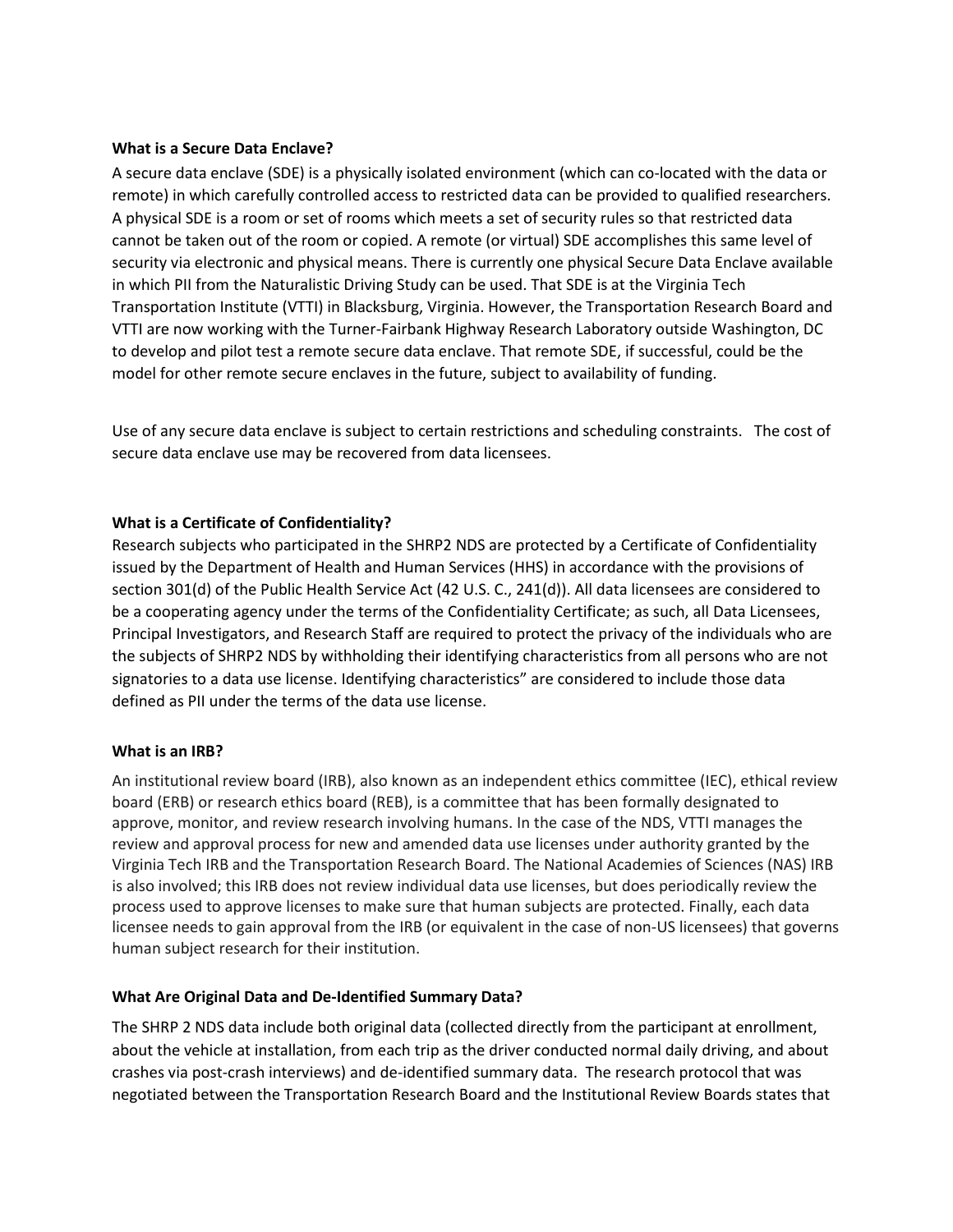**What is a Secure Data Enclave?**

A secure data enclave (SDE) is a physically isolated environment (which can co-located with the data or remote) in which carefully controlled access to restricted data can be provided to qualified researchers. A physical SDE is a room or set of rooms which meets a set of security rules so that restricted data cannot be taken out of the room or copied. A remote (or virtual) SDE accomplishes this same level of security via electronic and physical means. There is currently one physical Secure Data Enclave available in which PII from the Naturalistic Driving Study can be used. That SDE is at the Virginia Tech Transportation Institute (VTTI) in Blacksburg, Virginia. However, the Transportation Research Board and VTTI are now working with the Turner-Fairbank Highway Research Laboratory outside Washington, DC to develop and pilot test a remote secure data enclave. That remote SDE, if successful, could be the model for other remote secure enclaves in the future, subject to availability of funding.

Use of any secure data enclave is subject to certain restrictions and scheduling constraints. The cost of secure data enclave use may be recovered from data licensees.

**What is a Certificate of Confidentiality?**

Research subjects who participated in the SHRP2 NDS are protected by a Certificate of Confidentiality issued by the Department of Health and Human Services (HHS) in accordance with the provisions of section 301(d) of the Public Health Service Act (42 U.S. C., 241(d)). All data licensees are considered to be a cooperating agency under the terms of the Confidentiality Certificate; as such, all Data Licensees, Principal Investigators, and Research Staff are required to protect the privacy of the individuals who are the subjects of SHRP2 NDS by withholding their identifying characteristics from all persons who are not signatories to a data use license. Identifying characteristics" are considered to include those data defined as PII under the terms of the data use license.

**What is an IRB?**

An institutional review board (IRB), also known as an independent ethics committee (IEC), ethical review board (ERB) or research ethics board (REB), is a committee that has been formally designated to approve, monitor, and review research involving humans. In the case of the NDS, VTTI manages the review and approval process for new and amended data use licenses under authority granted by the Virginia Tech IRB and the Transportation Research Board. The National Academies of Sciences (NAS) IRB is also involved; this IRB does not review individual data use licenses, but does periodically review the process used to approve licenses to make sure that human subjects are protected. Finally, each data licensee needs to gain approval from the IRB (or equivalent in the case of non-US licensees) that governs human subject research for their institution.

**What Are Original Data and De-Identified Summary Data?**

The SHRP 2 NDS data include both original data (collected directly from the participant at enrollment, about the vehicle at installation, from each trip as the driver conducted normal daily driving, and about crashes via post-crash interviews) and de-identified summary data. The research protocol that was negotiated between the Transportation Research Board and the Institutional Review Boards states that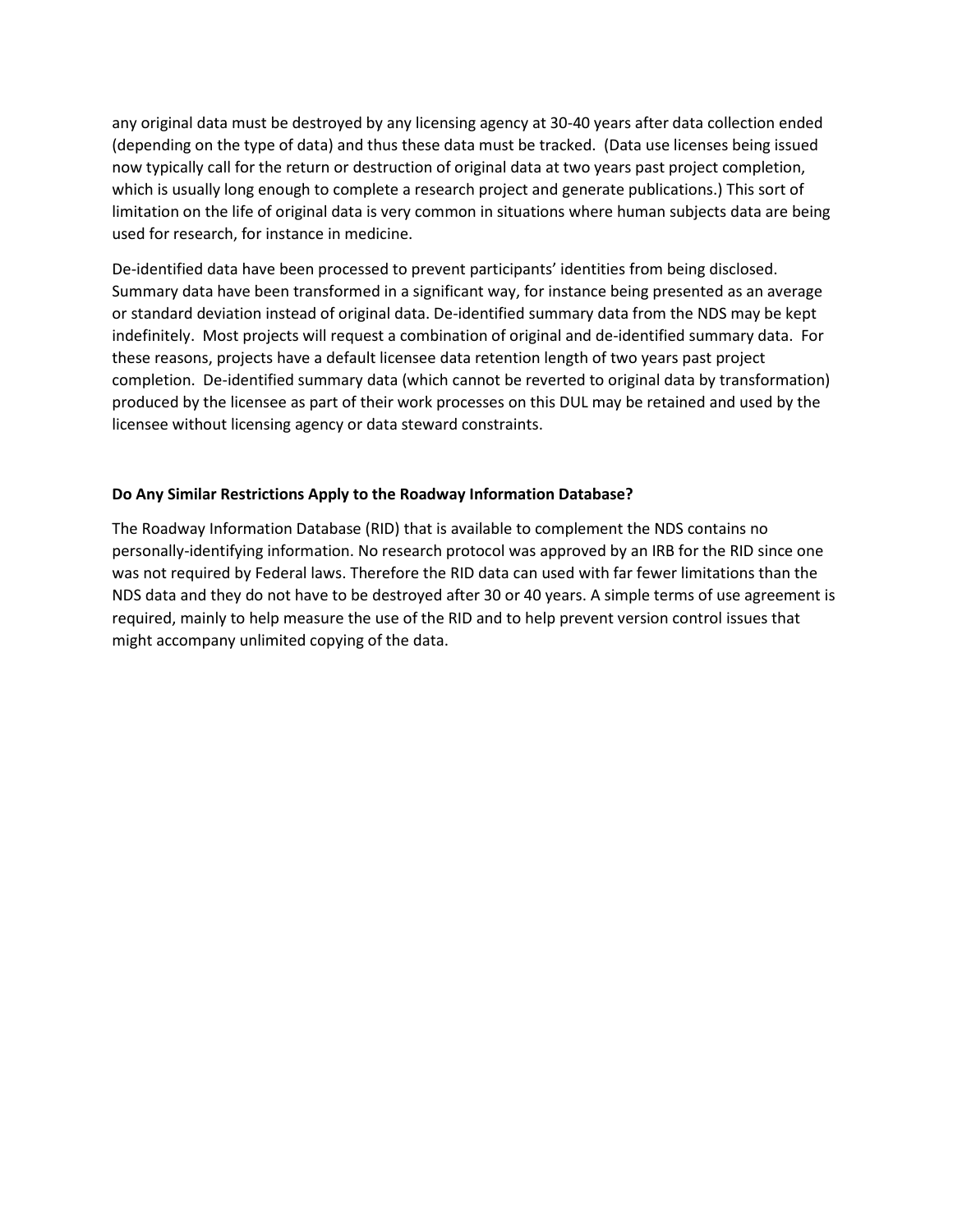any original data must be destroyed by any licensing agency at 30-40 years after data collection ended (depending on the type of data) and thus these data must be tracked. (Data use licenses being issued now typically call for the return or destruction of original data at two years past project completion, which is usually long enough to complete a research project and generate publications.) This sort of limitation on the life of original data is very common in situations where human subjects data are being used for research, for instance in medicine.

De-identified data have been processed to prevent participants' identities from being disclosed. Summary data have been transformed in a significant way, for instance being presented as an average or standard deviation instead of original data. De-identified summary data from the NDS may be kept indefinitely. Most projects will request a combination of original and de-identified summary data. For these reasons, projects have a default licensee data retention length of two years past project completion. De-identified summary data (which cannot be reverted to original data by transformation) produced by the licensee as part of their work processes on this DUL may be retained and used by the licensee without licensing agency or data steward constraints.

**Do Any Similar Restrictions Apply to the Roadway Information Database?**

The Roadway Information Database (RID) that is available to complement the NDS contains no personally-identifying information. No research protocol was approved by an IRB for the RID since one was not required by Federal laws. Therefore the RID data can used with far fewer limitations than the NDS data and they do not have to be destroyed after 30 or 40 years. A simple terms of use agreement is required, mainly to help measure the use of the RID and to help prevent version control issues that might accompany unlimited copying of the data.